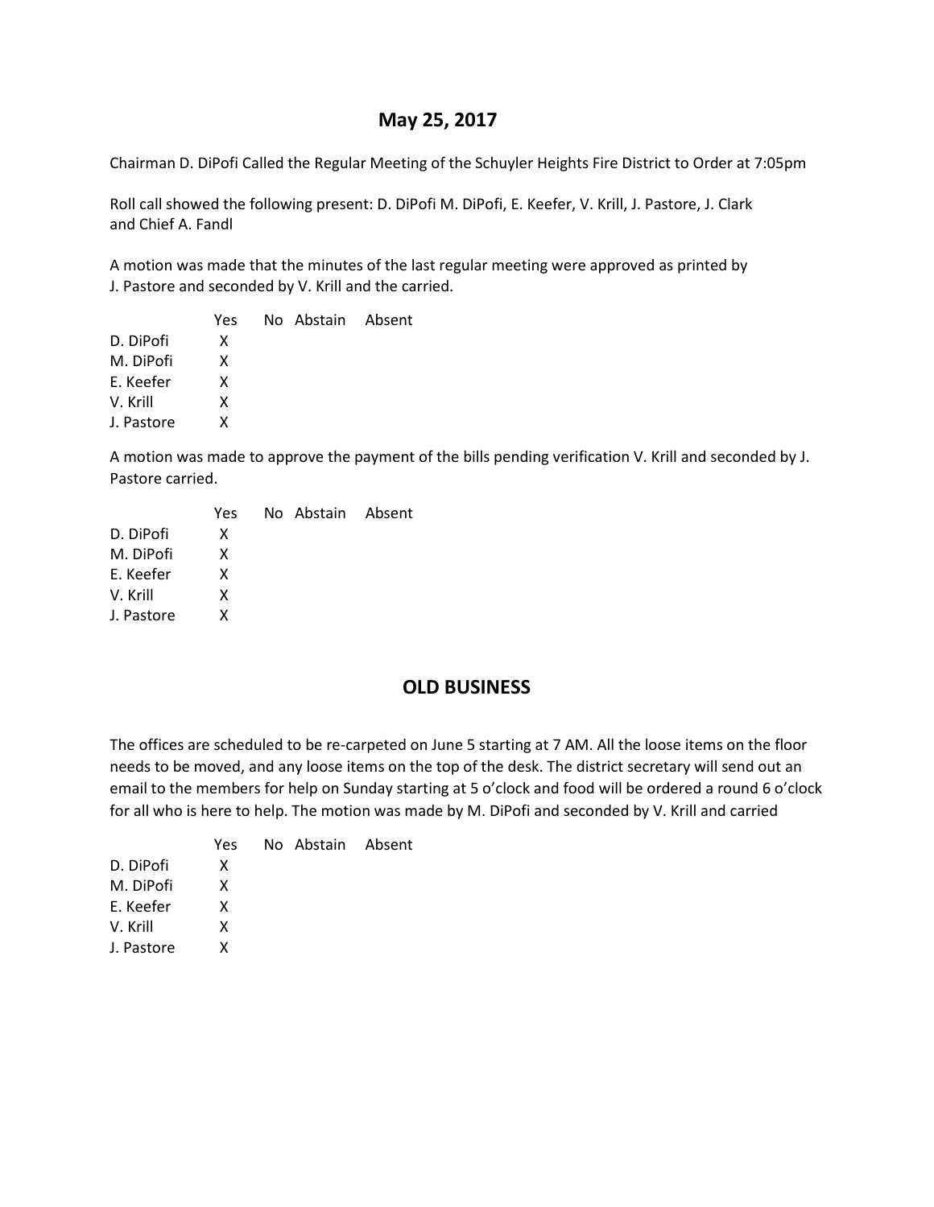# May 25, 2017

Chairman D. DiPofi Called the Regular Meeting of the Schuyler Heights Fire District to Order at 7:05pm

Roll call showed the following present: D. DiPofi M. DiPofi, E. Keefer, V. Krill, J. Pastore, J. Clark and Chief A. Fandl

A motion was made that the minutes of the last regular meeting were approved as printed by J. Pastore and seconded by V. Krill and the carried.

| | Yes | No | Abstain | Absent |
|---|---|---|---|---|
| D. DiPofi | X | | | |
| M. DiPofi | X | | | |
| E. Keefer | X | | | |
| V. Krill | X | | | |
| J. Pastore | X | | | |

A motion was made to approve the payment of the bills pending verification V. Krill and seconded by J. Pastore carried.

| | Yes | No | Abstain | Absent |
|---|---|---|---|---|
| D. DiPofi | X | | | |
| M. DiPofi | X | | | |
| E. Keefer | X | | | |
| V. Krill | X | | | |
| J. Pastore | X | | | |

## OLD BUSINESS

The offices are scheduled to be re-carpeted on June 5 starting at 7 AM. All the loose items on the floor needs to be moved, and any loose items on the top of the desk. The district secretary will send out an email to the members for help on Sunday starting at 5 o'clock and food will be ordered a round 6 o'clock for all who is here to help. The motion was made by M. DiPofi and seconded by V. Krill and carried

| | Yes | No | Abstain | Absent |
|---|---|---|---|---|
| D. DiPofi | X | | | |
| M. DiPofi | X | | | |
| E. Keefer | X | | | |
| V. Krill | X | | | |
| J. Pastore | X | | | |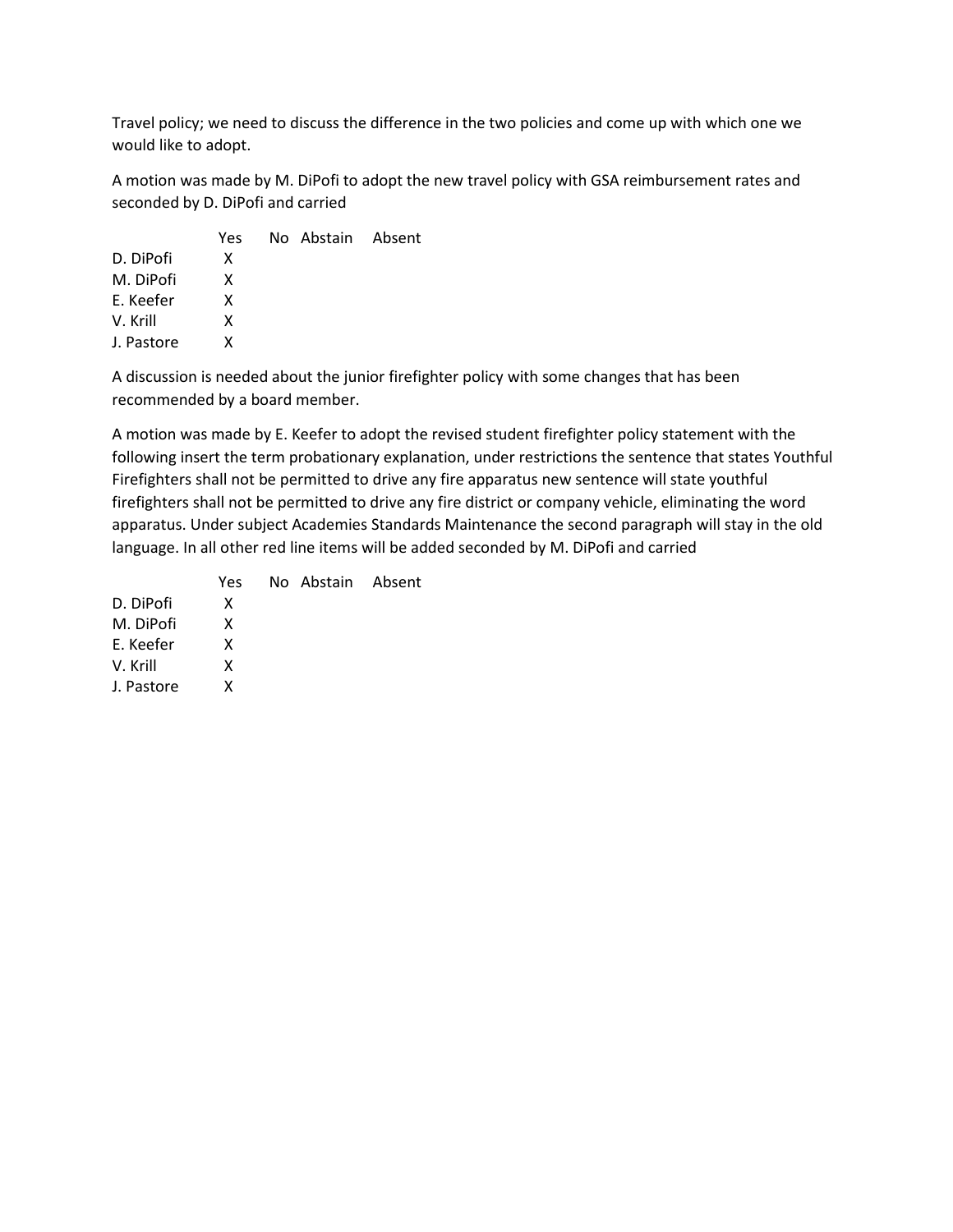Travel policy; we need to discuss the difference in the two policies and come up with which one we would like to adopt.

A motion was made by M. DiPofi to adopt the new travel policy with GSA reimbursement rates and seconded by D. DiPofi and carried

| | Yes | No | Abstain | Absent |
|---|---|---|---|---|
| D. DiPofi | X | | | |
| M. DiPofi | X | | | |
| E. Keefer | X | | | |
| V. Krill | X | | | |
| J. Pastore | X | | | |

A discussion is needed about the junior firefighter policy with some changes that has been recommended by a board member.

A motion was made by E. Keefer to adopt the revised student firefighter policy statement with the following insert the term probationary explanation, under restrictions the sentence that states Youthful Firefighters shall not be permitted to drive any fire apparatus new sentence will state youthful firefighters shall not be permitted to drive any fire district or company vehicle, eliminating the word apparatus. Under subject Academies Standards Maintenance the second paragraph will stay in the old language. In all other red line items will be added seconded by M. DiPofi and carried

| | Yes | No | Abstain | Absent |
|---|---|---|---|---|
| D. DiPofi | X | | | |
| M. DiPofi | X | | | |
| E. Keefer | X | | | |
| V. Krill | X | | | |
| J. Pastore | X | | | |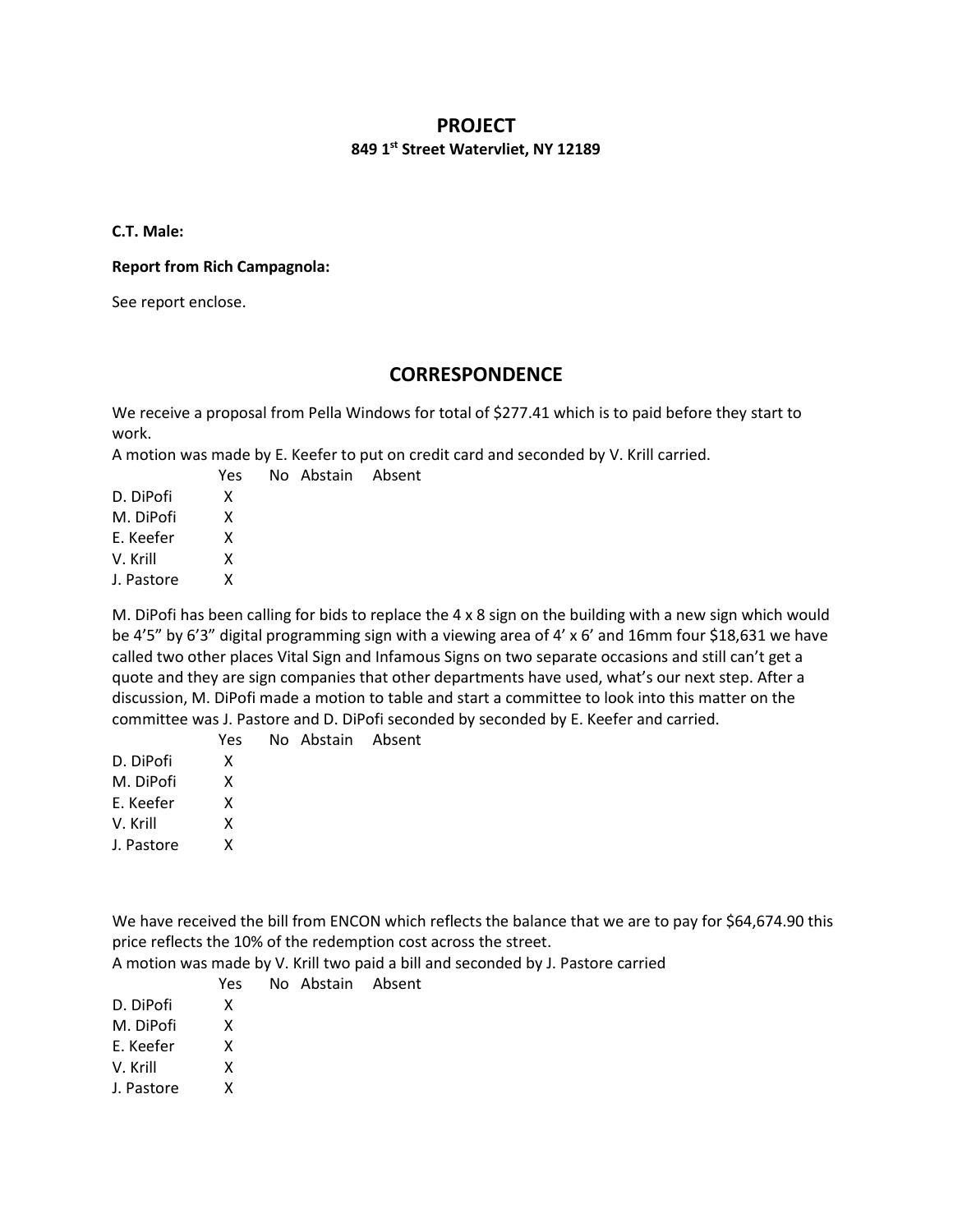## PROJECT

**849 1st Street Watervliet, NY 12189**

**C.T. Male:**

**Report from Rich Campagnola:**

See report enclose.

## CORRESPONDENCE

We receive a proposal from Pella Windows for total of $277.41 which is to paid before they start to work.

A motion was made by E. Keefer to put on credit card and seconded by V. Krill carried.

| | Yes | No | Abstain | Absent |
|---|---|---|---|---|
| D. DiPofi | X | | | |
| M. DiPofi | X | | | |
| E. Keefer | X | | | |
| V. Krill | X | | | |
| J. Pastore | X | | | |

M. DiPofi has been calling for bids to replace the 4 x 8 sign on the building with a new sign which would be 4'5" by 6'3" digital programming sign with a viewing area of 4' x 6' and 16mm four $18,631 we have called two other places Vital Sign and Infamous Signs on two separate occasions and still can't get a quote and they are sign companies that other departments have used, what's our next step. After a discussion, M. DiPofi made a motion to table and start a committee to look into this matter on the committee was J. Pastore and D. DiPofi seconded by seconded by E. Keefer and carried.

| | Yes | No | Abstain | Absent |
|---|---|---|---|---|
| D. DiPofi | X | | | |
| M. DiPofi | X | | | |
| E. Keefer | X | | | |
| V. Krill | X | | | |
| J. Pastore | X | | | |

We have received the bill from ENCON which reflects the balance that we are to pay for $64,674.90 this price reflects the 10% of the redemption cost across the street.

A motion was made by V. Krill two paid a bill and seconded by J. Pastore carried

| | Yes | No | Abstain | Absent |
|---|---|---|---|---|
| D. DiPofi | X | | | |
| M. DiPofi | X | | | |
| E. Keefer | X | | | |
| V. Krill | X | | | |
| J. Pastore | X | | | |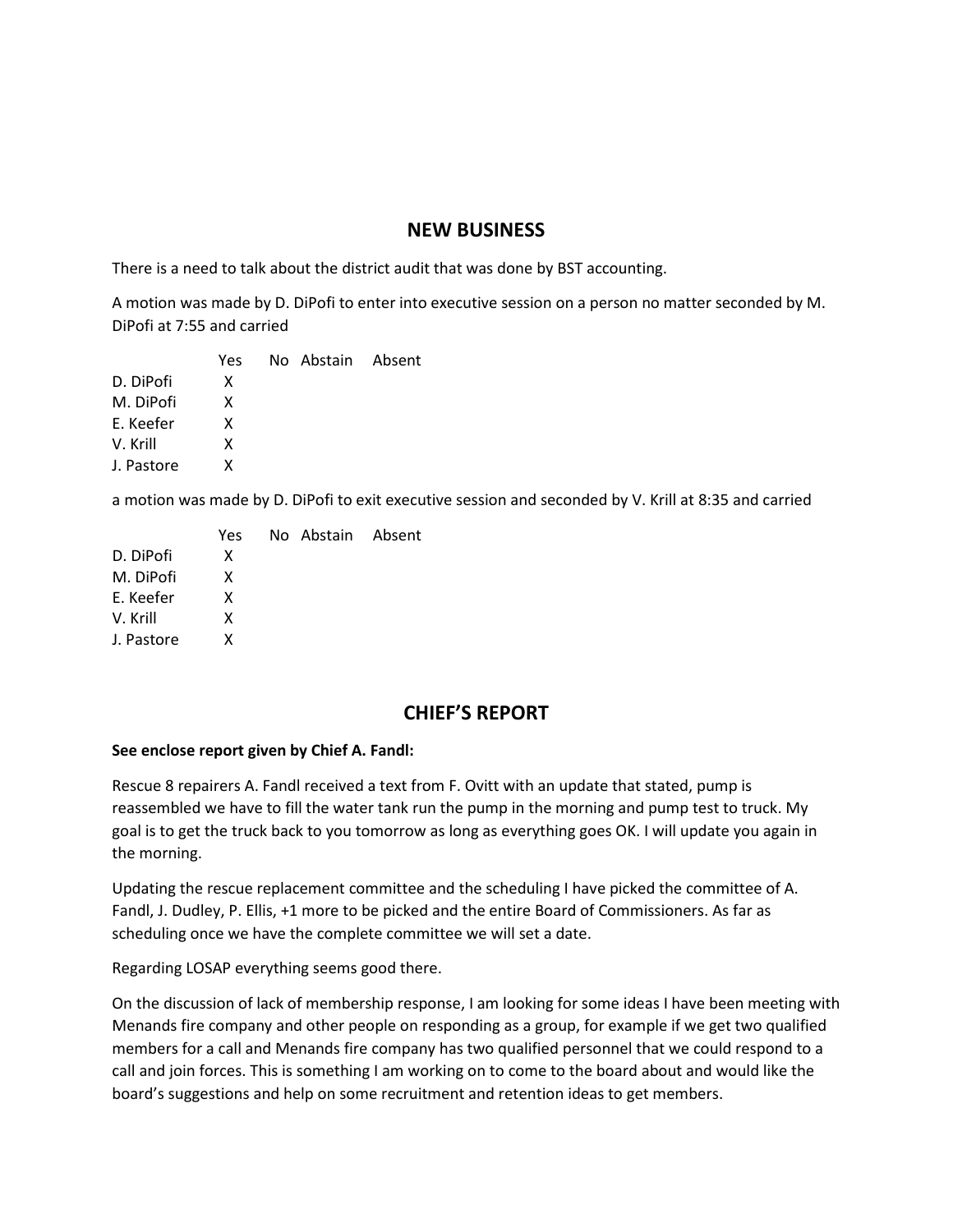## NEW BUSINESS

There is a need to talk about the district audit that was done by BST accounting.

A motion was made by D. DiPofi to enter into executive session on a person no matter seconded by M. DiPofi at 7:55 and carried

| | Yes | No | Abstain | Absent |
|---|---|---|---|---|
| D. DiPofi | X | | | |
| M. DiPofi | X | | | |
| E. Keefer | X | | | |
| V. Krill | X | | | |
| J. Pastore | X | | | |

a motion was made by D. DiPofi to exit executive session and seconded by V. Krill at 8:35 and carried

| | Yes | No | Abstain | Absent |
|---|---|---|---|---|
| D. DiPofi | X | | | |
| M. DiPofi | X | | | |
| E. Keefer | X | | | |
| V. Krill | X | | | |
| J. Pastore | X | | | |

## CHIEF'S REPORT

**See enclose report given by Chief A. Fandl:**

Rescue 8 repairers A. Fandl received a text from F. Ovitt with an update that stated, pump is reassembled we have to fill the water tank run the pump in the morning and pump test to truck. My goal is to get the truck back to you tomorrow as long as everything goes OK. I will update you again in the morning.

Updating the rescue replacement committee and the scheduling I have picked the committee of A. Fandl, J. Dudley, P. Ellis, +1 more to be picked and the entire Board of Commissioners. As far as scheduling once we have the complete committee we will set a date.

Regarding LOSAP everything seems good there.

On the discussion of lack of membership response, I am looking for some ideas I have been meeting with Menands fire company and other people on responding as a group, for example if we get two qualified members for a call and Menands fire company has two qualified personnel that we could respond to a call and join forces. This is something I am working on to come to the board about and would like the board's suggestions and help on some recruitment and retention ideas to get members.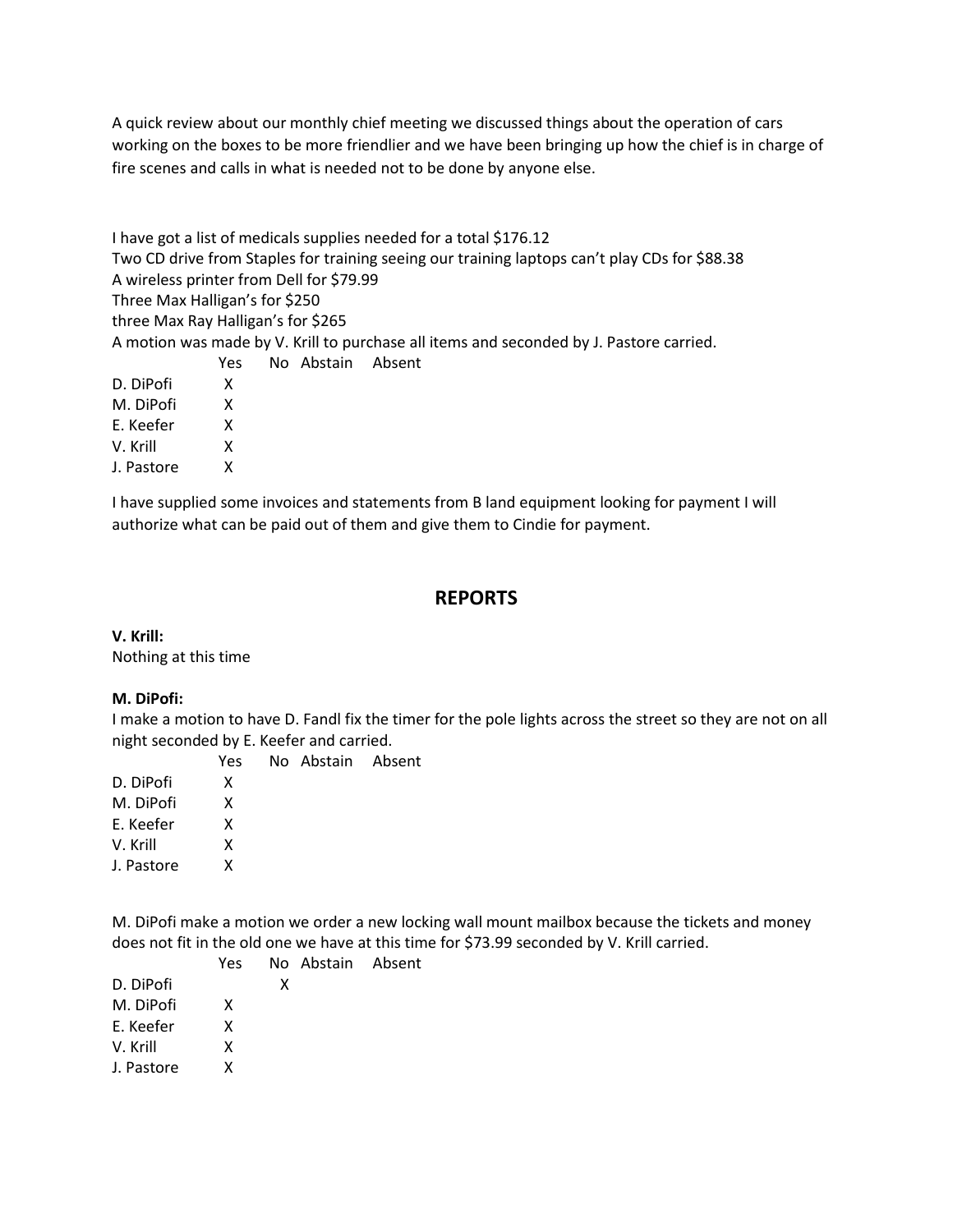A quick review about our monthly chief meeting we discussed things about the operation of cars working on the boxes to be more friendlier and we have been bringing up how the chief is in charge of fire scenes and calls in what is needed not to be done by anyone else.

I have got a list of medicals supplies needed for a total $176.12
Two CD drive from Staples for training seeing our training laptops can't play CDs for $88.38
A wireless printer from Dell for $79.99
Three Max Halligan's for $250
three Max Ray Halligan's for $265
A motion was made by V. Krill to purchase all items and seconded by J. Pastore carried.

| | Yes | No | Abstain | Absent |
|---|---|---|---|---|
| D. DiPofi | X | | | |
| M. DiPofi | X | | | |
| E. Keefer | X | | | |
| V. Krill | X | | | |
| J. Pastore | X | | | |

I have supplied some invoices and statements from B land equipment looking for payment I will authorize what can be paid out of them and give them to Cindie for payment.

## REPORTS

**V. Krill:**
Nothing at this time

**M. DiPofi:**
I make a motion to have D. Fandl fix the timer for the pole lights across the street so they are not on all night seconded by E. Keefer and carried.

| | Yes | No | Abstain | Absent |
|---|---|---|---|---|
| D. DiPofi | X | | | |
| M. DiPofi | X | | | |
| E. Keefer | X | | | |
| V. Krill | X | | | |
| J. Pastore | X | | | |

M. DiPofi make a motion we order a new locking wall mount mailbox because the tickets and money does not fit in the old one we have at this time for $73.99 seconded by V. Krill carried.

| | Yes | No | Abstain | Absent |
|---|---|---|---|---|
| D. DiPofi | | X | | |
| M. DiPofi | X | | | |
| E. Keefer | X | | | |
| V. Krill | X | | | |
| J. Pastore | X | | | |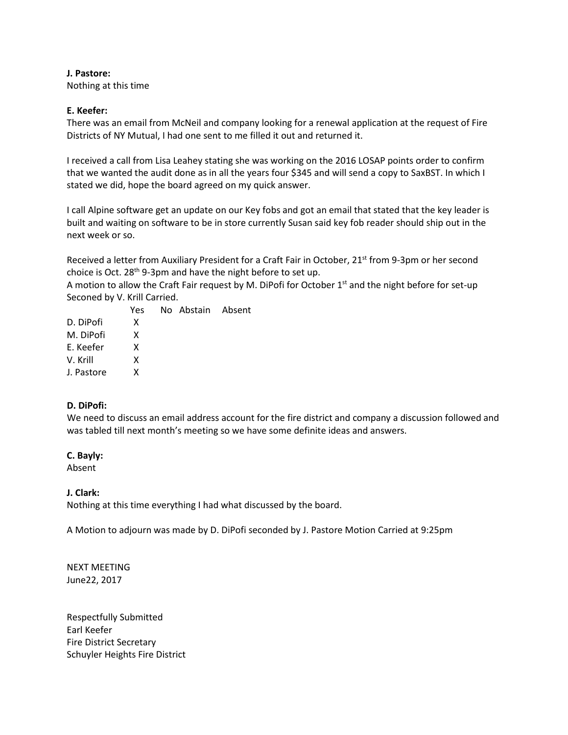**J. Pastore:**
Nothing at this time

**E. Keefer:**
There was an email from McNeil and company looking for a renewal application at the request of Fire Districts of NY Mutual, I had one sent to me filled it out and returned it.

I received a call from Lisa Leahey stating she was working on the 2016 LOSAP points order to confirm that we wanted the audit done as in all the years four $345 and will send a copy to SaxBST. In which I stated we did, hope the board agreed on my quick answer.

I call Alpine software get an update on our Key fobs and got an email that stated that the key leader is built and waiting on software to be in store currently Susan said key fob reader should ship out in the next week or so.

Received a letter from Auxiliary President for a Craft Fair in October, 21st from 9-3pm or her second choice is Oct. 28th 9-3pm and have the night before to set up.
A motion to allow the Craft Fair request by M. DiPofi for October 1st and the night before for set-up Seconed by V. Krill Carried.

| | Yes | No | Abstain | Absent |
|---|---|---|---|---|
| D. DiPofi | X | | | |
| M. DiPofi | X | | | |
| E. Keefer | X | | | |
| V. Krill | X | | | |
| J. Pastore | X | | | |

**D. DiPofi:**
We need to discuss an email address account for the fire district and company a discussion followed and was tabled till next month's meeting so we have some definite ideas and answers.

**C. Bayly:**
Absent

**J. Clark:**
Nothing at this time everything I had what discussed by the board.

A Motion to adjourn was made by D. DiPofi seconded by J. Pastore Motion Carried at 9:25pm

NEXT MEETING
June22, 2017

Respectfully Submitted
Earl Keefer
Fire District Secretary
Schuyler Heights Fire District